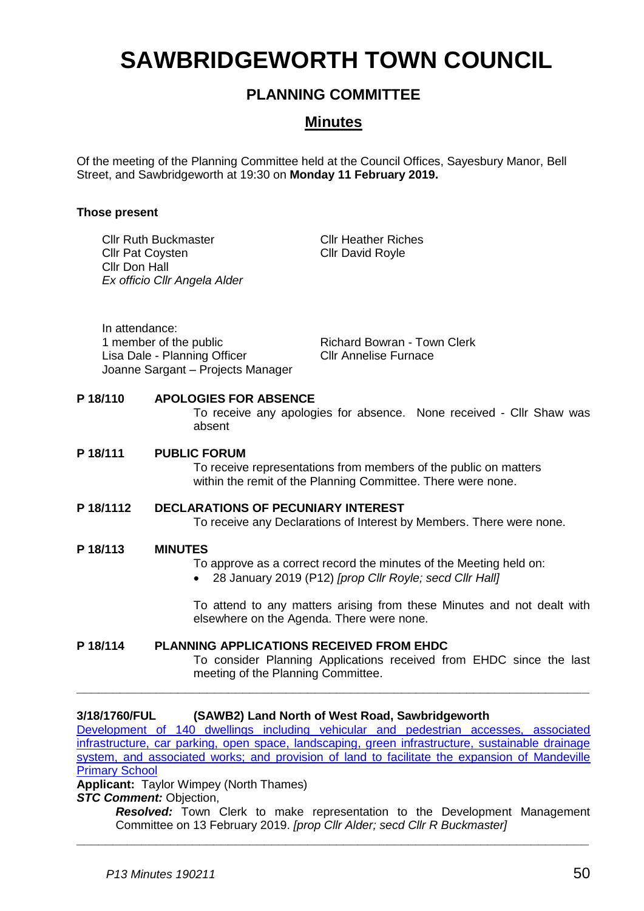# SAWBRIDGEWORTH TOWN COUNCIL

## PLANNING COMMITTEE

## Minutes

Of the meeting of the Planning Committee held at the Council Offices, Sayesbury Manor, Bell Street, and Sawbridgeworth at 19:30 on **Monday 11 February 2019.**

**Those present**

Cllr Ruth Buckmaster
Cllr Pat Coysten
Cllr Don Hall
*Ex officio Cllr Angela Alder*
Cllr Heather Riches
Cllr David Royle

In attendance:
1 member of the public
Lisa Dale - Planning Officer
Joanne Sargant – Projects Manager
Richard Bowran - Town Clerk
Cllr Annelise Furnace

**P 18/110 APOLOGIES FOR ABSENCE**

To receive any apologies for absence. None received - Cllr Shaw was absent

**P 18/111 PUBLIC FORUM**

To receive representations from members of the public on matters within the remit of the Planning Committee. There were none.

**P 18/1112 DECLARATIONS OF PECUNIARY INTEREST**

To receive any Declarations of Interest by Members. There were none.

**P 18/113 MINUTES**

To approve as a correct record the minutes of the Meeting held on:

- 28 January 2019 (P12) *[prop Cllr Royle; secd Cllr Hall]*

To attend to any matters arising from these Minutes and not dealt with elsewhere on the Agenda. There were none.

**P 18/114 PLANNING APPLICATIONS RECEIVED FROM EHDC**

To consider Planning Applications received from EHDC since the last meeting of the Planning Committee.

---

**3/18/1760/FUL (SAWB2) Land North of West Road, Sawbridgeworth**

Development of 140 dwellings including vehicular and pedestrian accesses, associated infrastructure, car parking, open space, landscaping, green infrastructure, sustainable drainage system, and associated works; and provision of land to facilitate the expansion of Mandeville Primary School

**Applicant:** Taylor Wimpey (North Thames)

***STC Comment:*** Objection,

***Resolved:*** Town Clerk to make representation to the Development Management Committee on 13 February 2019. *[prop Cllr Alder; secd Cllr R Buckmaster]*

---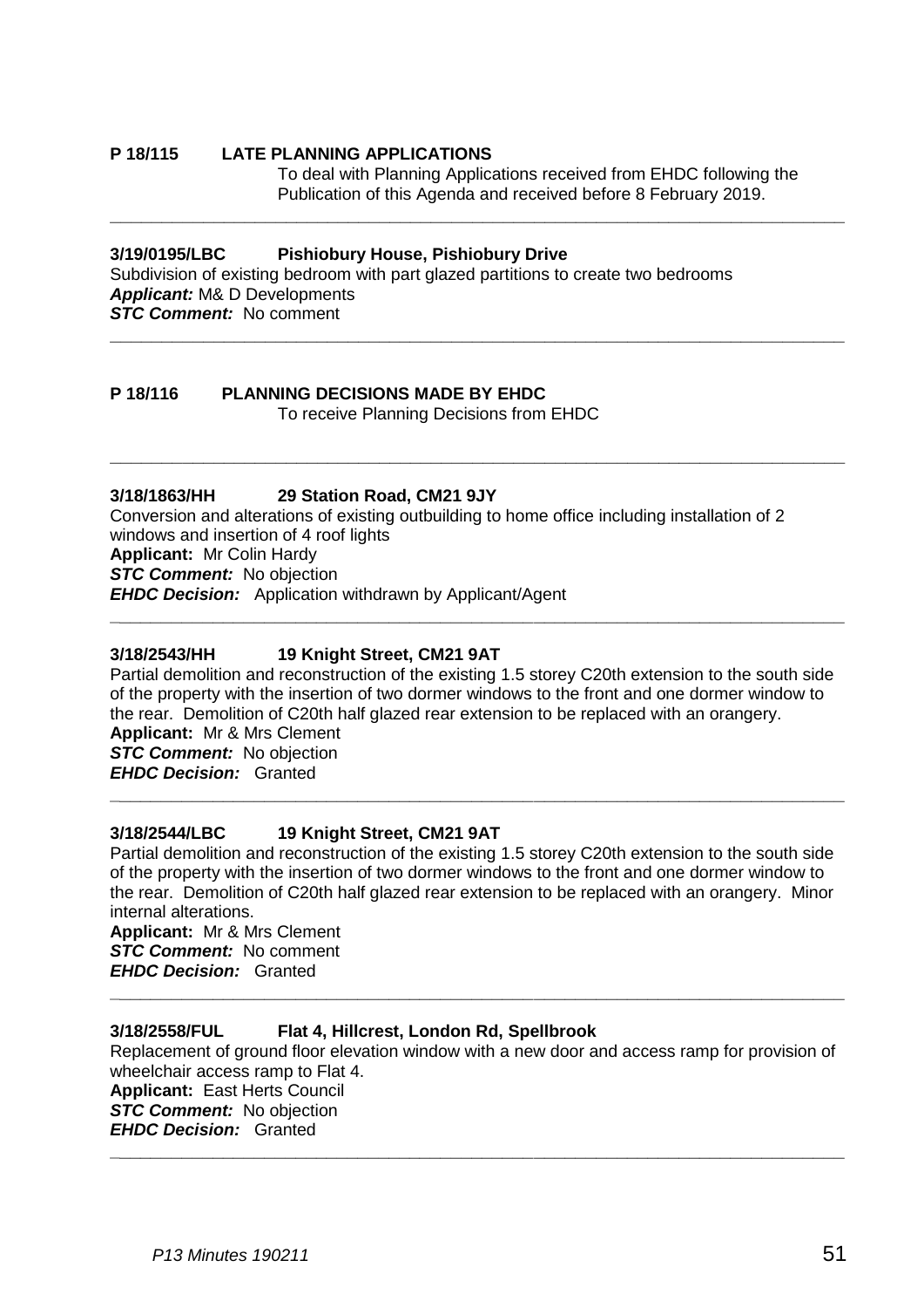**P 18/115 LATE PLANNING APPLICATIONS**

To deal with Planning Applications received from EHDC following the Publication of this Agenda and received before 8 February 2019.

---

**3/19/0195/LBC Pishiobury House, Pishiobury Drive**

Subdivision of existing bedroom with part glazed partitions to create two bedrooms

***Applicant:*** M& D Developments

***STC Comment:*** No comment

---

**P 18/116 PLANNING DECISIONS MADE BY EHDC**

To receive Planning Decisions from EHDC

---

**3/18/1863/HH 29 Station Road, CM21 9JY**

Conversion and alterations of existing outbuilding to home office including installation of 2 windows and insertion of 4 roof lights

**Applicant:** Mr Colin Hardy

***STC Comment:*** No objection

***EHDC Decision:*** Application withdrawn by Applicant/Agent

---

**3/18/2543/HH 19 Knight Street, CM21 9AT**

Partial demolition and reconstruction of the existing 1.5 storey C20th extension to the south side of the property with the insertion of two dormer windows to the front and one dormer window to the rear. Demolition of C20th half glazed rear extension to be replaced with an orangery.

**Applicant:** Mr & Mrs Clement

***STC Comment:*** No objection

***EHDC Decision:*** Granted

---

**3/18/2544/LBC 19 Knight Street, CM21 9AT**

Partial demolition and reconstruction of the existing 1.5 storey C20th extension to the south side of the property with the insertion of two dormer windows to the front and one dormer window to the rear. Demolition of C20th half glazed rear extension to be replaced with an orangery. Minor internal alterations.

**Applicant:** Mr & Mrs Clement

***STC Comment:*** No comment

***EHDC Decision:*** Granted

---

**3/18/2558/FUL Flat 4, Hillcrest, London Rd, Spellbrook**

Replacement of ground floor elevation window with a new door and access ramp for provision of wheelchair access ramp to Flat 4.

**Applicant:** East Herts Council

***STC Comment:*** No objection

***EHDC Decision:*** Granted

---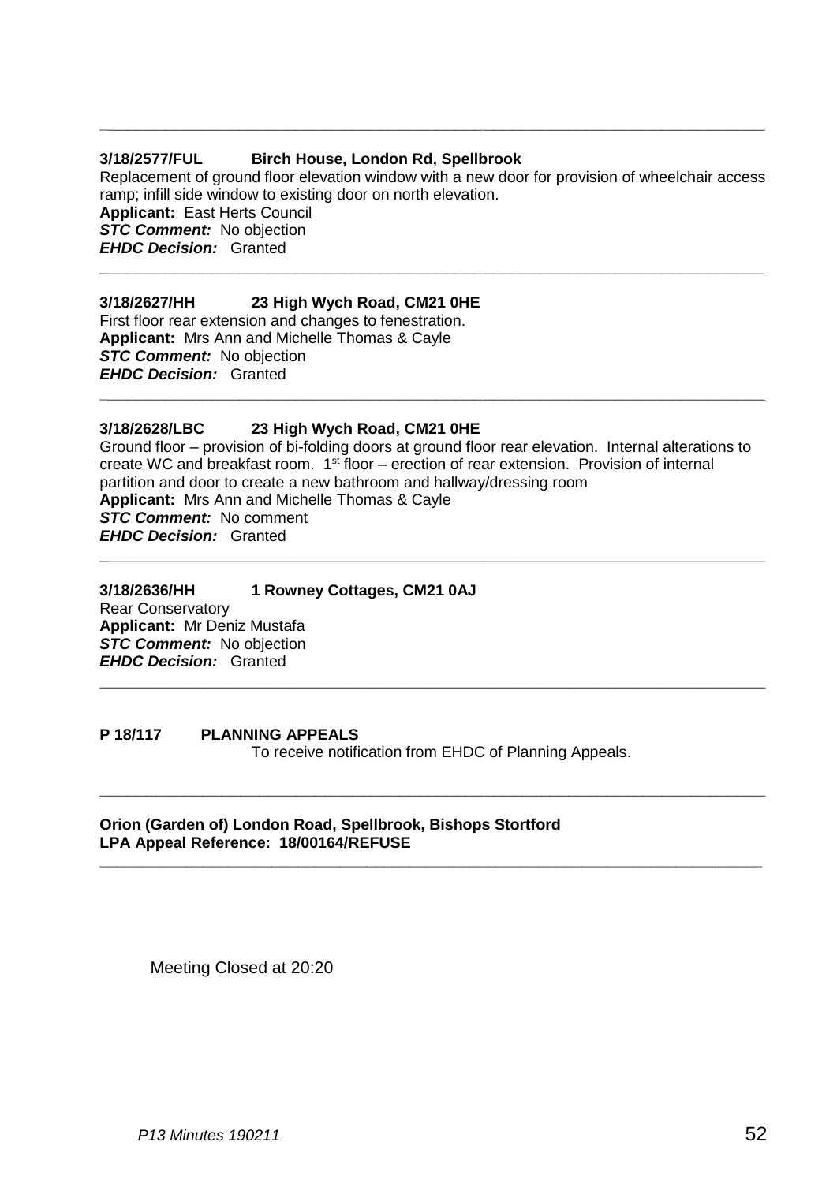---

**3/18/2577/FUL Birch House, London Rd, Spellbrook**

Replacement of ground floor elevation window with a new door for provision of wheelchair access ramp; infill side window to existing door on north elevation.

**Applicant:** East Herts Council

***STC Comment:*** No objection

***EHDC Decision:*** Granted

---

**3/18/2627/HH 23 High Wych Road, CM21 0HE**

First floor rear extension and changes to fenestration.

**Applicant:** Mrs Ann and Michelle Thomas & Cayle

***STC Comment:*** No objection

***EHDC Decision:*** Granted

---

**3/18/2628/LBC 23 High Wych Road, CM21 0HE**

Ground floor – provision of bi-folding doors at ground floor rear elevation. Internal alterations to create WC and breakfast room. 1st floor – erection of rear extension. Provision of internal partition and door to create a new bathroom and hallway/dressing room

**Applicant:** Mrs Ann and Michelle Thomas & Cayle

***STC Comment:*** No comment

***EHDC Decision:*** Granted

---

**3/18/2636/HH 1 Rowney Cottages, CM21 0AJ**

Rear Conservatory

**Applicant:** Mr Deniz Mustafa

***STC Comment:*** No objection

***EHDC Decision:*** Granted

---

**P 18/117 PLANNING APPEALS**

To receive notification from EHDC of Planning Appeals.

---

**Orion (Garden of) London Road, Spellbrook, Bishops Stortford**
**LPA Appeal Reference: 18/00164/REFUSE**

---

Meeting Closed at 20:20